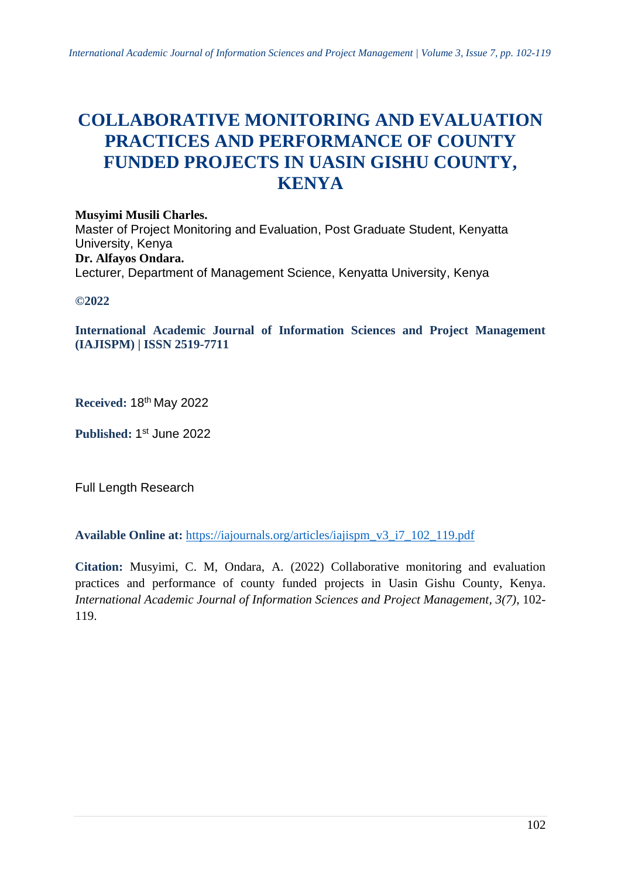# COLLABORATIVE MONITORING AND EVALUATION PRACTICES AND PERFORMANCE OF COUNTY FUNDED PROJECTS IN UASIN GISHU COUNTY, KENYA

**Musyimi Musili Charles.**
Master of Project Monitoring and Evaluation, Post Graduate Student, Kenyatta University, Kenya
**Dr. Alfayos Ondara.**
Lecturer, Department of Management Science, Kenyatta University, Kenya

**©2022**

**International Academic Journal of Information Sciences and Project Management (IAJISPM) | ISSN 2519-7711**

**Received:** 18th May 2022

**Published:** 1st June 2022

Full Length Research

**Available Online at:** https://iajournals.org/articles/iajispm_v3_i7_102_119.pdf

**Citation:** Musyimi, C. M, Ondara, A. (2022) Collaborative monitoring and evaluation practices and performance of county funded projects in Uasin Gishu County, Kenya. *International Academic Journal of Information Sciences and Project Management, 3(7)*, 102-119.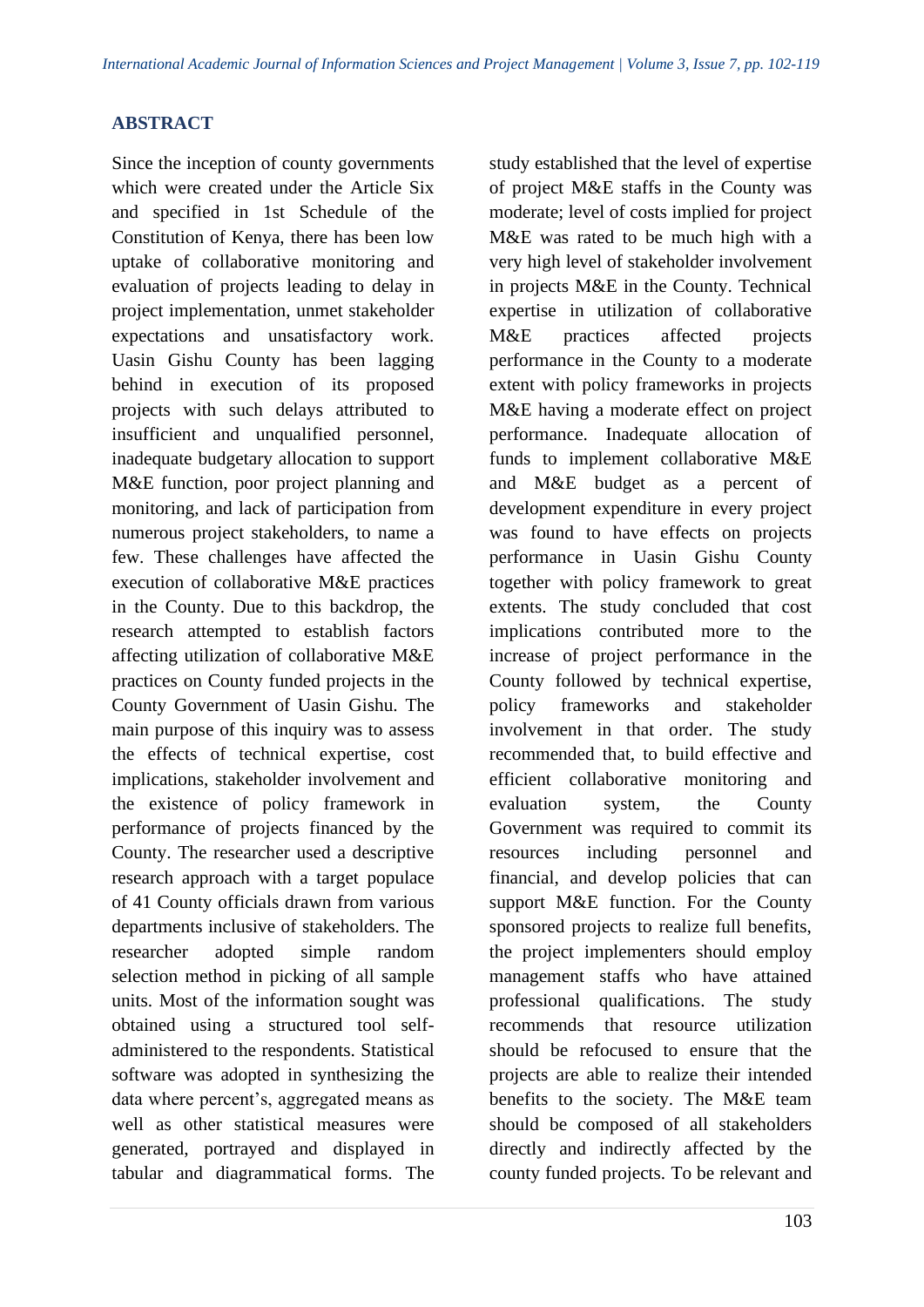## ABSTRACT

Since the inception of county governments which were created under the Article Six and specified in 1st Schedule of the Constitution of Kenya, there has been low uptake of collaborative monitoring and evaluation of projects leading to delay in project implementation, unmet stakeholder expectations and unsatisfactory work. Uasin Gishu County has been lagging behind in execution of its proposed projects with such delays attributed to insufficient and unqualified personnel, inadequate budgetary allocation to support M&E function, poor project planning and monitoring, and lack of participation from numerous project stakeholders, to name a few. These challenges have affected the execution of collaborative M&E practices in the County. Due to this backdrop, the research attempted to establish factors affecting utilization of collaborative M&E practices on County funded projects in the County Government of Uasin Gishu. The main purpose of this inquiry was to assess the effects of technical expertise, cost implications, stakeholder involvement and the existence of policy framework in performance of projects financed by the County. The researcher used a descriptive research approach with a target populace of 41 County officials drawn from various departments inclusive of stakeholders. The researcher adopted simple random selection method in picking of all sample units. Most of the information sought was obtained using a structured tool self-administered to the respondents. Statistical software was adopted in synthesizing the data where percent's, aggregated means as well as other statistical measures were generated, portrayed and displayed in tabular and diagrammatical forms. The study established that the level of expertise of project M&E staffs in the County was moderate; level of costs implied for project M&E was rated to be much high with a very high level of stakeholder involvement in projects M&E in the County. Technical expertise in utilization of collaborative M&E practices affected projects performance in the County to a moderate extent with policy frameworks in projects M&E having a moderate effect on project performance. Inadequate allocation of funds to implement collaborative M&E and M&E budget as a percent of development expenditure in every project was found to have effects on projects performance in Uasin Gishu County together with policy framework to great extents. The study concluded that cost implications contributed more to the increase of project performance in the County followed by technical expertise, policy frameworks and stakeholder involvement in that order. The study recommended that, to build effective and efficient collaborative monitoring and evaluation system, the County Government was required to commit its resources including personnel and financial, and develop policies that can support M&E function. For the County sponsored projects to realize full benefits, the project implementers should employ management staffs who have attained professional qualifications. The study recommends that resource utilization should be refocused to ensure that the projects are able to realize their intended benefits to the society. The M&E team should be composed of all stakeholders directly and indirectly affected by the county funded projects. To be relevant and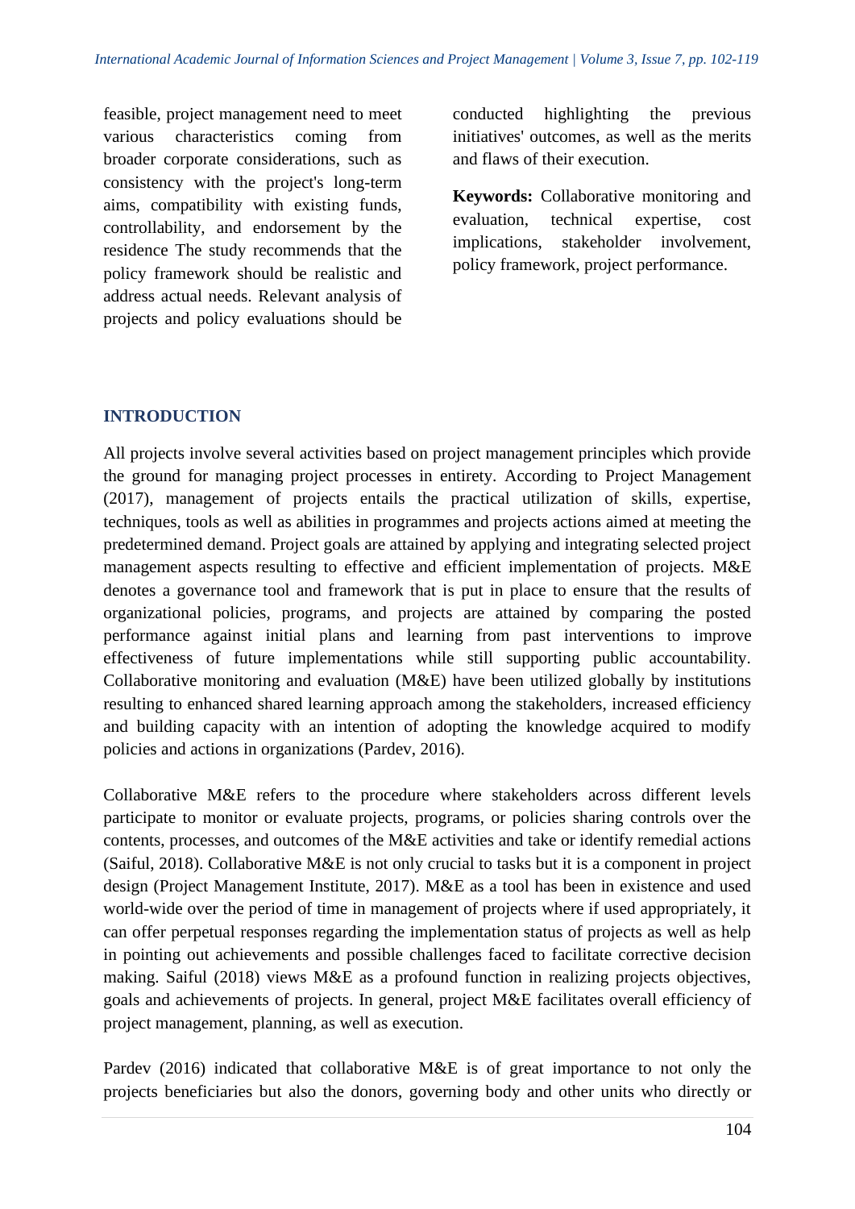feasible, project management need to meet various characteristics coming from broader corporate considerations, such as consistency with the project's long-term aims, compatibility with existing funds, controllability, and endorsement by the residence The study recommends that the policy framework should be realistic and address actual needs. Relevant analysis of projects and policy evaluations should be conducted highlighting the previous initiatives' outcomes, as well as the merits and flaws of their execution.

**Keywords:** Collaborative monitoring and evaluation, technical expertise, cost implications, stakeholder involvement, policy framework, project performance.

## INTRODUCTION

All projects involve several activities based on project management principles which provide the ground for managing project processes in entirety. According to Project Management (2017), management of projects entails the practical utilization of skills, expertise, techniques, tools as well as abilities in programmes and projects actions aimed at meeting the predetermined demand. Project goals are attained by applying and integrating selected project management aspects resulting to effective and efficient implementation of projects. M&E denotes a governance tool and framework that is put in place to ensure that the results of organizational policies, programs, and projects are attained by comparing the posted performance against initial plans and learning from past interventions to improve effectiveness of future implementations while still supporting public accountability. Collaborative monitoring and evaluation (M&E) have been utilized globally by institutions resulting to enhanced shared learning approach among the stakeholders, increased efficiency and building capacity with an intention of adopting the knowledge acquired to modify policies and actions in organizations (Pardev, 2016).

Collaborative M&E refers to the procedure where stakeholders across different levels participate to monitor or evaluate projects, programs, or policies sharing controls over the contents, processes, and outcomes of the M&E activities and take or identify remedial actions (Saiful, 2018). Collaborative M&E is not only crucial to tasks but it is a component in project design (Project Management Institute, 2017). M&E as a tool has been in existence and used world-wide over the period of time in management of projects where if used appropriately, it can offer perpetual responses regarding the implementation status of projects as well as help in pointing out achievements and possible challenges faced to facilitate corrective decision making. Saiful (2018) views M&E as a profound function in realizing projects objectives, goals and achievements of projects. In general, project M&E facilitates overall efficiency of project management, planning, as well as execution.

Pardev (2016) indicated that collaborative M&E is of great importance to not only the projects beneficiaries but also the donors, governing body and other units who directly or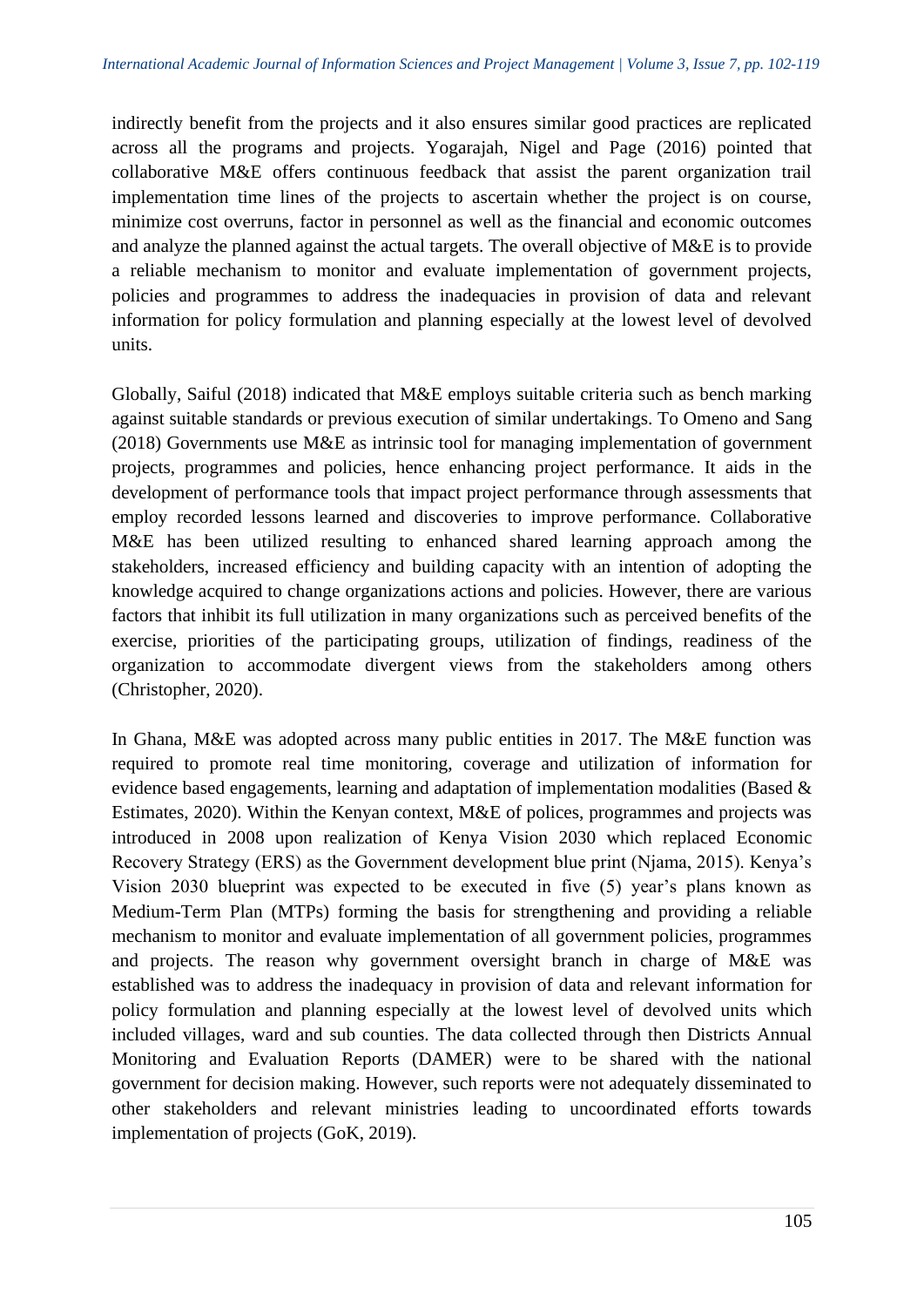indirectly benefit from the projects and it also ensures similar good practices are replicated across all the programs and projects. Yogarajah, Nigel and Page (2016) pointed that collaborative M&E offers continuous feedback that assist the parent organization trail implementation time lines of the projects to ascertain whether the project is on course, minimize cost overruns, factor in personnel as well as the financial and economic outcomes and analyze the planned against the actual targets. The overall objective of M&E is to provide a reliable mechanism to monitor and evaluate implementation of government projects, policies and programmes to address the inadequacies in provision of data and relevant information for policy formulation and planning especially at the lowest level of devolved units.

Globally, Saiful (2018) indicated that M&E employs suitable criteria such as bench marking against suitable standards or previous execution of similar undertakings. To Omeno and Sang (2018) Governments use M&E as intrinsic tool for managing implementation of government projects, programmes and policies, hence enhancing project performance. It aids in the development of performance tools that impact project performance through assessments that employ recorded lessons learned and discoveries to improve performance. Collaborative M&E has been utilized resulting to enhanced shared learning approach among the stakeholders, increased efficiency and building capacity with an intention of adopting the knowledge acquired to change organizations actions and policies. However, there are various factors that inhibit its full utilization in many organizations such as perceived benefits of the exercise, priorities of the participating groups, utilization of findings, readiness of the organization to accommodate divergent views from the stakeholders among others (Christopher, 2020).

In Ghana, M&E was adopted across many public entities in 2017. The M&E function was required to promote real time monitoring, coverage and utilization of information for evidence based engagements, learning and adaptation of implementation modalities (Based & Estimates, 2020). Within the Kenyan context, M&E of polices, programmes and projects was introduced in 2008 upon realization of Kenya Vision 2030 which replaced Economic Recovery Strategy (ERS) as the Government development blue print (Njama, 2015). Kenya's Vision 2030 blueprint was expected to be executed in five (5) year's plans known as Medium-Term Plan (MTPs) forming the basis for strengthening and providing a reliable mechanism to monitor and evaluate implementation of all government policies, programmes and projects. The reason why government oversight branch in charge of M&E was established was to address the inadequacy in provision of data and relevant information for policy formulation and planning especially at the lowest level of devolved units which included villages, ward and sub counties. The data collected through then Districts Annual Monitoring and Evaluation Reports (DAMER) were to be shared with the national government for decision making. However, such reports were not adequately disseminated to other stakeholders and relevant ministries leading to uncoordinated efforts towards implementation of projects (GoK, 2019).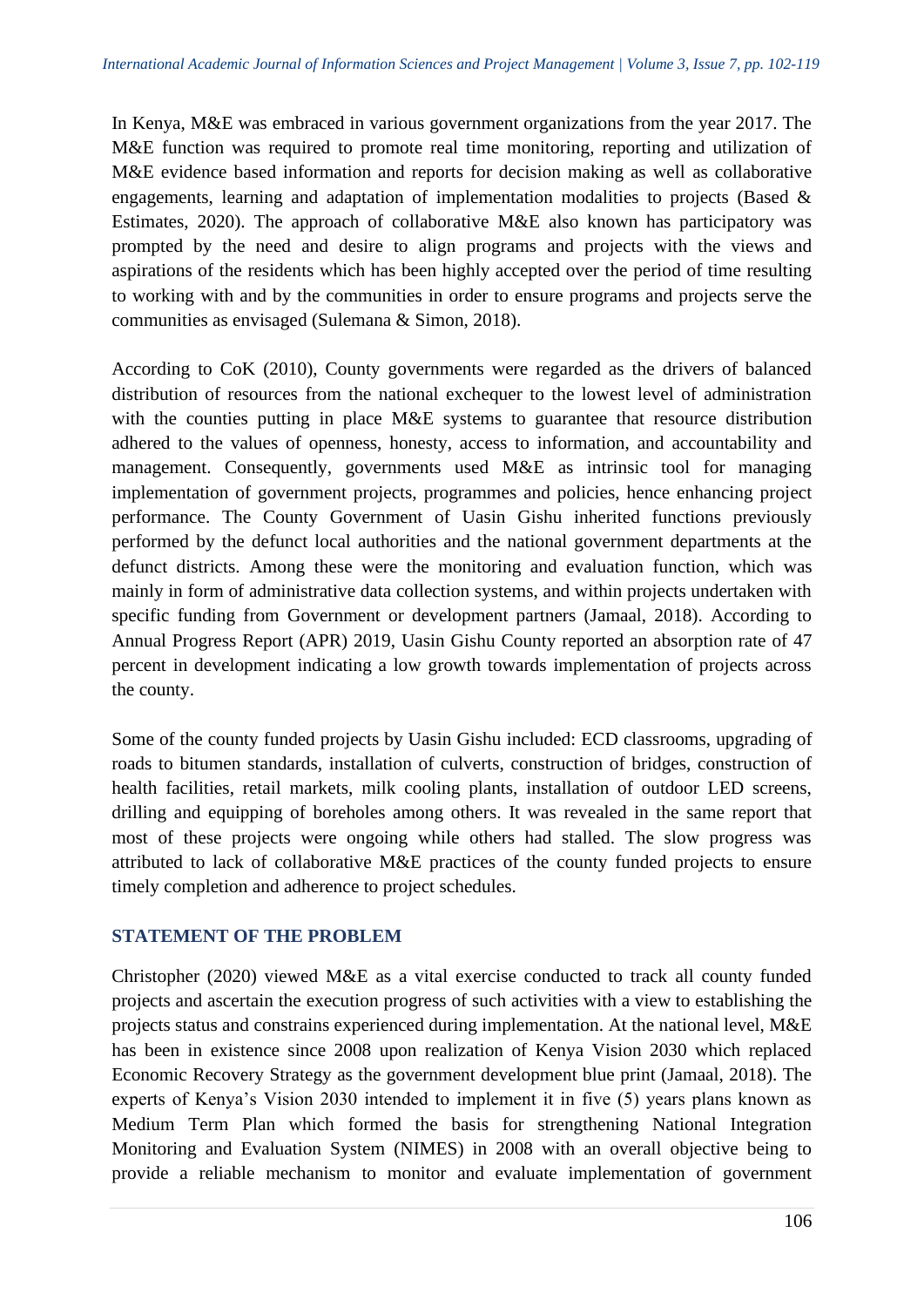In Kenya, M&E was embraced in various government organizations from the year 2017. The M&E function was required to promote real time monitoring, reporting and utilization of M&E evidence based information and reports for decision making as well as collaborative engagements, learning and adaptation of implementation modalities to projects (Based & Estimates, 2020). The approach of collaborative M&E also known has participatory was prompted by the need and desire to align programs and projects with the views and aspirations of the residents which has been highly accepted over the period of time resulting to working with and by the communities in order to ensure programs and projects serve the communities as envisaged (Sulemana & Simon, 2018).

According to CoK (2010), County governments were regarded as the drivers of balanced distribution of resources from the national exchequer to the lowest level of administration with the counties putting in place M&E systems to guarantee that resource distribution adhered to the values of openness, honesty, access to information, and accountability and management. Consequently, governments used M&E as intrinsic tool for managing implementation of government projects, programmes and policies, hence enhancing project performance. The County Government of Uasin Gishu inherited functions previously performed by the defunct local authorities and the national government departments at the defunct districts. Among these were the monitoring and evaluation function, which was mainly in form of administrative data collection systems, and within projects undertaken with specific funding from Government or development partners (Jamaal, 2018). According to Annual Progress Report (APR) 2019, Uasin Gishu County reported an absorption rate of 47 percent in development indicating a low growth towards implementation of projects across the county.

Some of the county funded projects by Uasin Gishu included: ECD classrooms, upgrading of roads to bitumen standards, installation of culverts, construction of bridges, construction of health facilities, retail markets, milk cooling plants, installation of outdoor LED screens, drilling and equipping of boreholes among others. It was revealed in the same report that most of these projects were ongoing while others had stalled. The slow progress was attributed to lack of collaborative M&E practices of the county funded projects to ensure timely completion and adherence to project schedules.

## STATEMENT OF THE PROBLEM

Christopher (2020) viewed M&E as a vital exercise conducted to track all county funded projects and ascertain the execution progress of such activities with a view to establishing the projects status and constrains experienced during implementation. At the national level, M&E has been in existence since 2008 upon realization of Kenya Vision 2030 which replaced Economic Recovery Strategy as the government development blue print (Jamaal, 2018). The experts of Kenya's Vision 2030 intended to implement it in five (5) years plans known as Medium Term Plan which formed the basis for strengthening National Integration Monitoring and Evaluation System (NIMES) in 2008 with an overall objective being to provide a reliable mechanism to monitor and evaluate implementation of government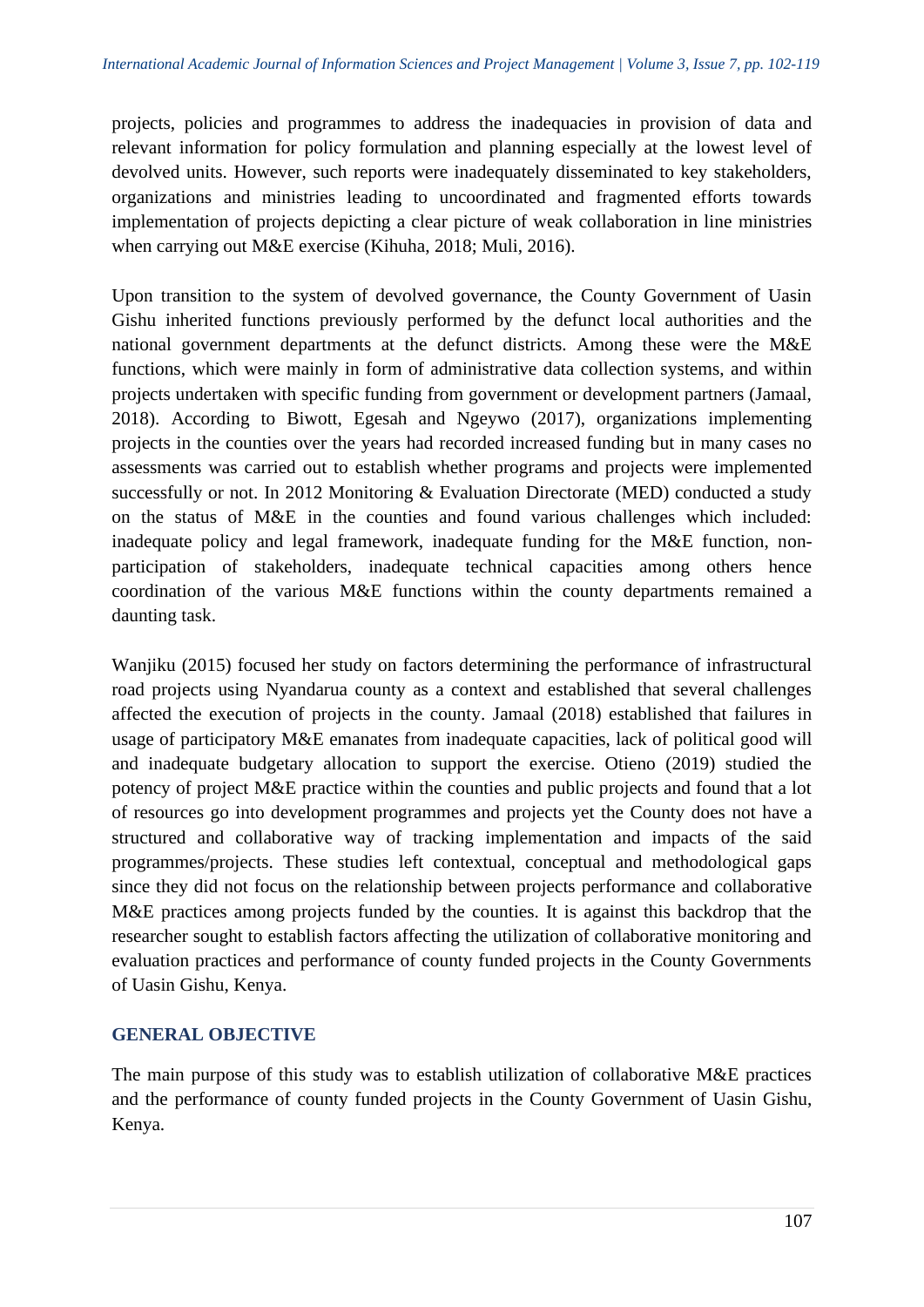projects, policies and programmes to address the inadequacies in provision of data and relevant information for policy formulation and planning especially at the lowest level of devolved units. However, such reports were inadequately disseminated to key stakeholders, organizations and ministries leading to uncoordinated and fragmented efforts towards implementation of projects depicting a clear picture of weak collaboration in line ministries when carrying out M&E exercise (Kihuha, 2018; Muli, 2016).

Upon transition to the system of devolved governance, the County Government of Uasin Gishu inherited functions previously performed by the defunct local authorities and the national government departments at the defunct districts. Among these were the M&E functions, which were mainly in form of administrative data collection systems, and within projects undertaken with specific funding from government or development partners (Jamaal, 2018). According to Biwott, Egesah and Ngeywo (2017), organizations implementing projects in the counties over the years had recorded increased funding but in many cases no assessments was carried out to establish whether programs and projects were implemented successfully or not. In 2012 Monitoring & Evaluation Directorate (MED) conducted a study on the status of M&E in the counties and found various challenges which included: inadequate policy and legal framework, inadequate funding for the M&E function, non-participation of stakeholders, inadequate technical capacities among others hence coordination of the various M&E functions within the county departments remained a daunting task.

Wanjiku (2015) focused her study on factors determining the performance of infrastructural road projects using Nyandarua county as a context and established that several challenges affected the execution of projects in the county. Jamaal (2018) established that failures in usage of participatory M&E emanates from inadequate capacities, lack of political good will and inadequate budgetary allocation to support the exercise. Otieno (2019) studied the potency of project M&E practice within the counties and public projects and found that a lot of resources go into development programmes and projects yet the County does not have a structured and collaborative way of tracking implementation and impacts of the said programmes/projects. These studies left contextual, conceptual and methodological gaps since they did not focus on the relationship between projects performance and collaborative M&E practices among projects funded by the counties. It is against this backdrop that the researcher sought to establish factors affecting the utilization of collaborative monitoring and evaluation practices and performance of county funded projects in the County Governments of Uasin Gishu, Kenya.

## GENERAL OBJECTIVE

The main purpose of this study was to establish utilization of collaborative M&E practices and the performance of county funded projects in the County Government of Uasin Gishu, Kenya.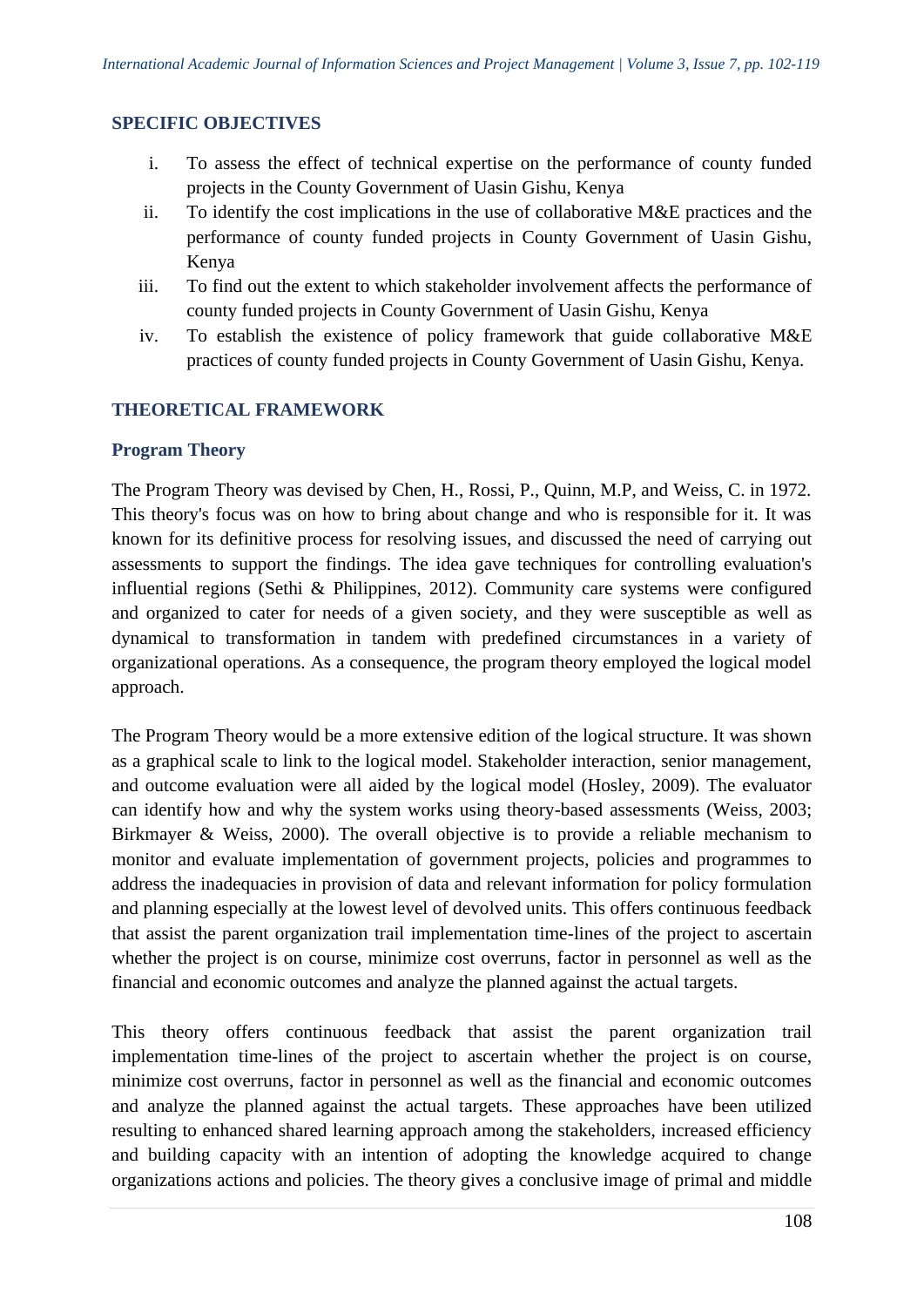## SPECIFIC OBJECTIVES

i. To assess the effect of technical expertise on the performance of county funded projects in the County Government of Uasin Gishu, Kenya
ii. To identify the cost implications in the use of collaborative M&E practices and the performance of county funded projects in County Government of Uasin Gishu, Kenya
iii. To find out the extent to which stakeholder involvement affects the performance of county funded projects in County Government of Uasin Gishu, Kenya
iv. To establish the existence of policy framework that guide collaborative M&E practices of county funded projects in County Government of Uasin Gishu, Kenya.

## THEORETICAL FRAMEWORK

### Program Theory

The Program Theory was devised by Chen, H., Rossi, P., Quinn, M.P, and Weiss, C. in 1972. This theory's focus was on how to bring about change and who is responsible for it. It was known for its definitive process for resolving issues, and discussed the need of carrying out assessments to support the findings. The idea gave techniques for controlling evaluation's influential regions (Sethi & Philippines, 2012). Community care systems were configured and organized to cater for needs of a given society, and they were susceptible as well as dynamical to transformation in tandem with predefined circumstances in a variety of organizational operations. As a consequence, the program theory employed the logical model approach.

The Program Theory would be a more extensive edition of the logical structure. It was shown as a graphical scale to link to the logical model. Stakeholder interaction, senior management, and outcome evaluation were all aided by the logical model (Hosley, 2009). The evaluator can identify how and why the system works using theory-based assessments (Weiss, 2003; Birkmayer & Weiss, 2000). The overall objective is to provide a reliable mechanism to monitor and evaluate implementation of government projects, policies and programmes to address the inadequacies in provision of data and relevant information for policy formulation and planning especially at the lowest level of devolved units. This offers continuous feedback that assist the parent organization trail implementation time-lines of the project to ascertain whether the project is on course, minimize cost overruns, factor in personnel as well as the financial and economic outcomes and analyze the planned against the actual targets.

This theory offers continuous feedback that assist the parent organization trail implementation time-lines of the project to ascertain whether the project is on course, minimize cost overruns, factor in personnel as well as the financial and economic outcomes and analyze the planned against the actual targets. These approaches have been utilized resulting to enhanced shared learning approach among the stakeholders, increased efficiency and building capacity with an intention of adopting the knowledge acquired to change organizations actions and policies. The theory gives a conclusive image of primal and middle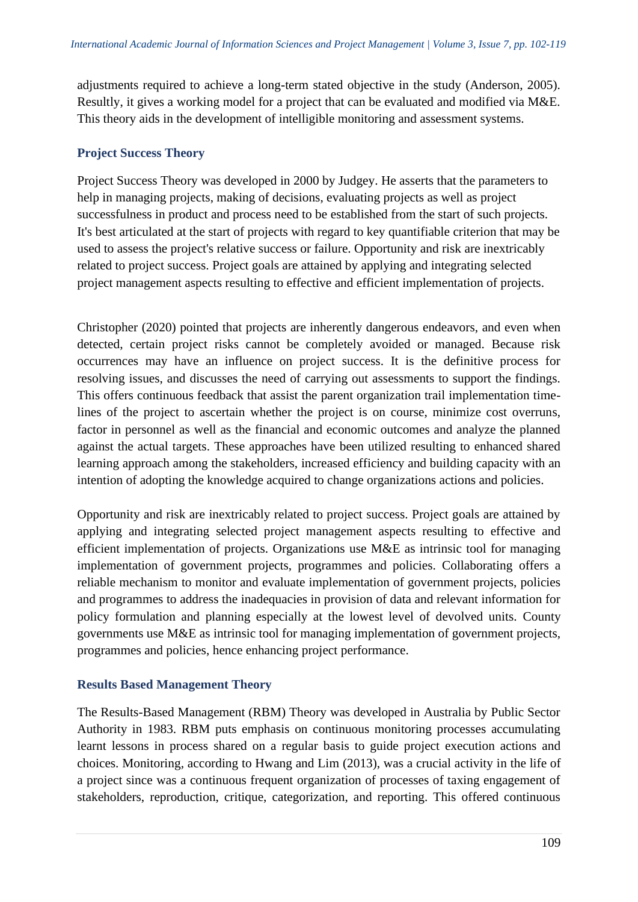adjustments required to achieve a long-term stated objective in the study (Anderson, 2005). Resultly, it gives a working model for a project that can be evaluated and modified via M&E. This theory aids in the development of intelligible monitoring and assessment systems.

### Project Success Theory

Project Success Theory was developed in 2000 by Judgey. He asserts that the parameters to help in managing projects, making of decisions, evaluating projects as well as project successfulness in product and process need to be established from the start of such projects. It's best articulated at the start of projects with regard to key quantifiable criterion that may be used to assess the project's relative success or failure. Opportunity and risk are inextricably related to project success. Project goals are attained by applying and integrating selected project management aspects resulting to effective and efficient implementation of projects.

Christopher (2020) pointed that projects are inherently dangerous endeavors, and even when detected, certain project risks cannot be completely avoided or managed. Because risk occurrences may have an influence on project success. It is the definitive process for resolving issues, and discusses the need of carrying out assessments to support the findings. This offers continuous feedback that assist the parent organization trail implementation time-lines of the project to ascertain whether the project is on course, minimize cost overruns, factor in personnel as well as the financial and economic outcomes and analyze the planned against the actual targets. These approaches have been utilized resulting to enhanced shared learning approach among the stakeholders, increased efficiency and building capacity with an intention of adopting the knowledge acquired to change organizations actions and policies.

Opportunity and risk are inextricably related to project success. Project goals are attained by applying and integrating selected project management aspects resulting to effective and efficient implementation of projects. Organizations use M&E as intrinsic tool for managing implementation of government projects, programmes and policies. Collaborating offers a reliable mechanism to monitor and evaluate implementation of government projects, policies and programmes to address the inadequacies in provision of data and relevant information for policy formulation and planning especially at the lowest level of devolved units. County governments use M&E as intrinsic tool for managing implementation of government projects, programmes and policies, hence enhancing project performance.

### Results Based Management Theory

The Results-Based Management (RBM) Theory was developed in Australia by Public Sector Authority in 1983. RBM puts emphasis on continuous monitoring processes accumulating learnt lessons in process shared on a regular basis to guide project execution actions and choices. Monitoring, according to Hwang and Lim (2013), was a crucial activity in the life of a project since was a continuous frequent organization of processes of taxing engagement of stakeholders, reproduction, critique, categorization, and reporting. This offered continuous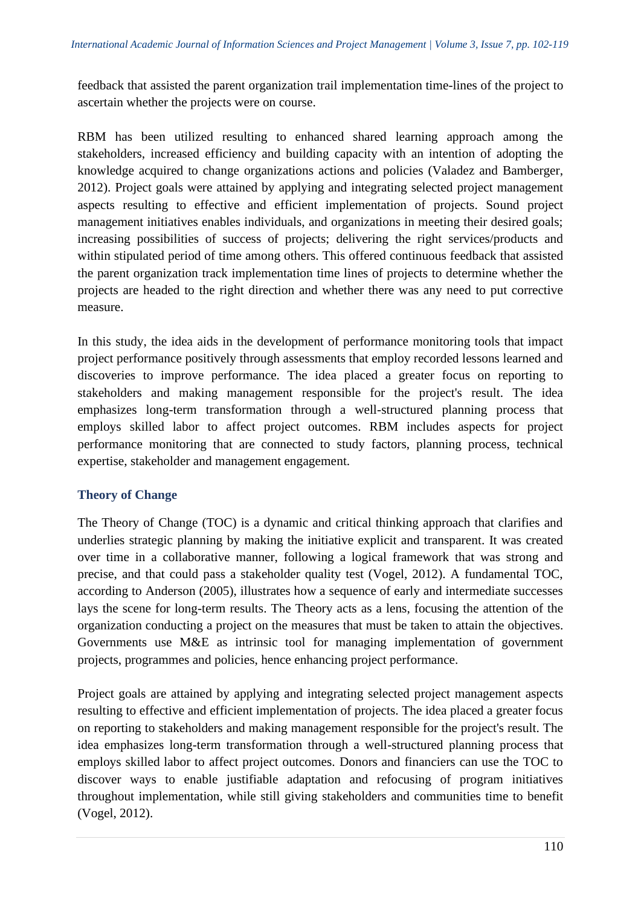feedback that assisted the parent organization trail implementation time-lines of the project to ascertain whether the projects were on course.

RBM has been utilized resulting to enhanced shared learning approach among the stakeholders, increased efficiency and building capacity with an intention of adopting the knowledge acquired to change organizations actions and policies (Valadez and Bamberger, 2012). Project goals were attained by applying and integrating selected project management aspects resulting to effective and efficient implementation of projects. Sound project management initiatives enables individuals, and organizations in meeting their desired goals; increasing possibilities of success of projects; delivering the right services/products and within stipulated period of time among others. This offered continuous feedback that assisted the parent organization track implementation time lines of projects to determine whether the projects are headed to the right direction and whether there was any need to put corrective measure.

In this study, the idea aids in the development of performance monitoring tools that impact project performance positively through assessments that employ recorded lessons learned and discoveries to improve performance. The idea placed a greater focus on reporting to stakeholders and making management responsible for the project's result. The idea emphasizes long-term transformation through a well-structured planning process that employs skilled labor to affect project outcomes. RBM includes aspects for project performance monitoring that are connected to study factors, planning process, technical expertise, stakeholder and management engagement.

### Theory of Change

The Theory of Change (TOC) is a dynamic and critical thinking approach that clarifies and underlies strategic planning by making the initiative explicit and transparent. It was created over time in a collaborative manner, following a logical framework that was strong and precise, and that could pass a stakeholder quality test (Vogel, 2012). A fundamental TOC, according to Anderson (2005), illustrates how a sequence of early and intermediate successes lays the scene for long-term results. The Theory acts as a lens, focusing the attention of the organization conducting a project on the measures that must be taken to attain the objectives. Governments use M&E as intrinsic tool for managing implementation of government projects, programmes and policies, hence enhancing project performance.

Project goals are attained by applying and integrating selected project management aspects resulting to effective and efficient implementation of projects. The idea placed a greater focus on reporting to stakeholders and making management responsible for the project's result. The idea emphasizes long-term transformation through a well-structured planning process that employs skilled labor to affect project outcomes. Donors and financiers can use the TOC to discover ways to enable justifiable adaptation and refocusing of program initiatives throughout implementation, while still giving stakeholders and communities time to benefit (Vogel, 2012).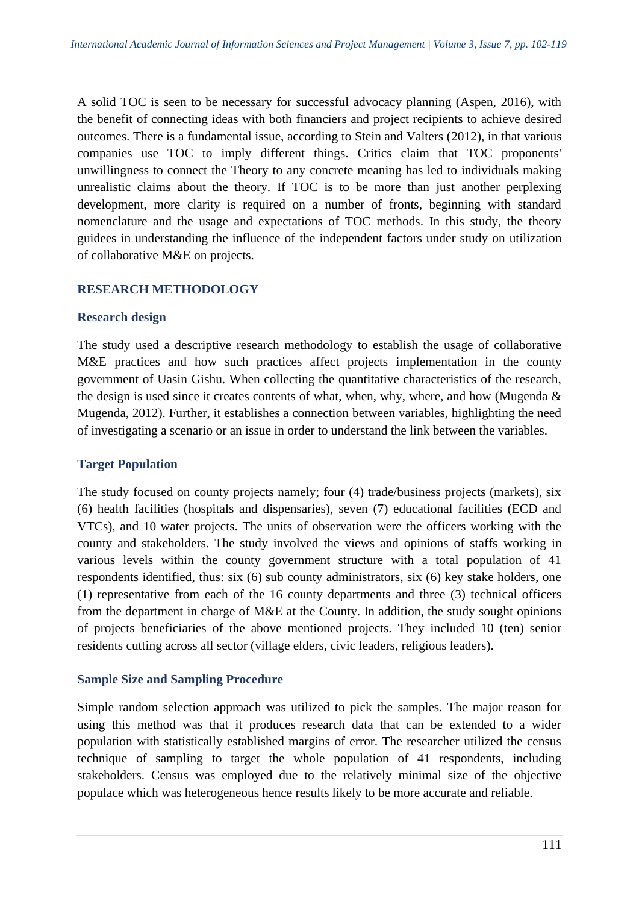A solid TOC is seen to be necessary for successful advocacy planning (Aspen, 2016), with the benefit of connecting ideas with both financiers and project recipients to achieve desired outcomes. There is a fundamental issue, according to Stein and Valters (2012), in that various companies use TOC to imply different things. Critics claim that TOC proponents' unwillingness to connect the Theory to any concrete meaning has led to individuals making unrealistic claims about the theory. If TOC is to be more than just another perplexing development, more clarity is required on a number of fronts, beginning with standard nomenclature and the usage and expectations of TOC methods. In this study, the theory guidees in understanding the influence of the independent factors under study on utilization of collaborative M&E on projects.

## RESEARCH METHODOLOGY

### Research design

The study used a descriptive research methodology to establish the usage of collaborative M&E practices and how such practices affect projects implementation in the county government of Uasin Gishu. When collecting the quantitative characteristics of the research, the design is used since it creates contents of what, when, why, where, and how (Mugenda & Mugenda, 2012). Further, it establishes a connection between variables, highlighting the need of investigating a scenario or an issue in order to understand the link between the variables.

### Target Population

The study focused on county projects namely; four (4) trade/business projects (markets), six (6) health facilities (hospitals and dispensaries), seven (7) educational facilities (ECD and VTCs), and 10 water projects. The units of observation were the officers working with the county and stakeholders. The study involved the views and opinions of staffs working in various levels within the county government structure with a total population of 41 respondents identified, thus: six (6) sub county administrators, six (6) key stake holders, one (1) representative from each of the 16 county departments and three (3) technical officers from the department in charge of M&E at the County. In addition, the study sought opinions of projects beneficiaries of the above mentioned projects. They included 10 (ten) senior residents cutting across all sector (village elders, civic leaders, religious leaders).

### Sample Size and Sampling Procedure

Simple random selection approach was utilized to pick the samples. The major reason for using this method was that it produces research data that can be extended to a wider population with statistically established margins of error. The researcher utilized the census technique of sampling to target the whole population of 41 respondents, including stakeholders. Census was employed due to the relatively minimal size of the objective populace which was heterogeneous hence results likely to be more accurate and reliable.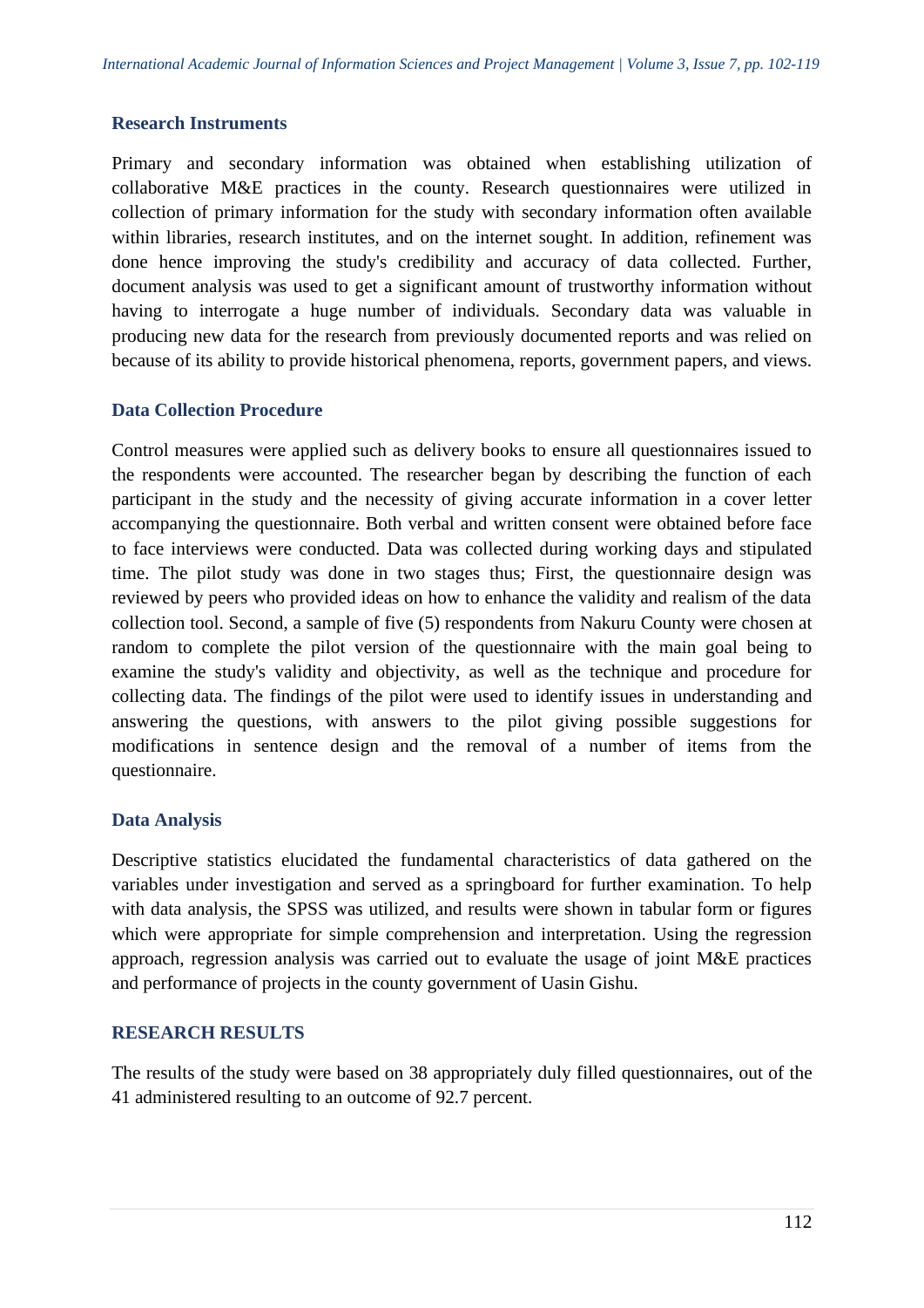### Research Instruments

Primary and secondary information was obtained when establishing utilization of collaborative M&E practices in the county. Research questionnaires were utilized in collection of primary information for the study with secondary information often available within libraries, research institutes, and on the internet sought. In addition, refinement was done hence improving the study's credibility and accuracy of data collected. Further, document analysis was used to get a significant amount of trustworthy information without having to interrogate a huge number of individuals. Secondary data was valuable in producing new data for the research from previously documented reports and was relied on because of its ability to provide historical phenomena, reports, government papers, and views.

### Data Collection Procedure

Control measures were applied such as delivery books to ensure all questionnaires issued to the respondents were accounted. The researcher began by describing the function of each participant in the study and the necessity of giving accurate information in a cover letter accompanying the questionnaire. Both verbal and written consent were obtained before face to face interviews were conducted. Data was collected during working days and stipulated time. The pilot study was done in two stages thus; First, the questionnaire design was reviewed by peers who provided ideas on how to enhance the validity and realism of the data collection tool. Second, a sample of five (5) respondents from Nakuru County were chosen at random to complete the pilot version of the questionnaire with the main goal being to examine the study's validity and objectivity, as well as the technique and procedure for collecting data. The findings of the pilot were used to identify issues in understanding and answering the questions, with answers to the pilot giving possible suggestions for modifications in sentence design and the removal of a number of items from the questionnaire.

### Data Analysis

Descriptive statistics elucidated the fundamental characteristics of data gathered on the variables under investigation and served as a springboard for further examination. To help with data analysis, the SPSS was utilized, and results were shown in tabular form or figures which were appropriate for simple comprehension and interpretation. Using the regression approach, regression analysis was carried out to evaluate the usage of joint M&E practices and performance of projects in the county government of Uasin Gishu.

## RESEARCH RESULTS

The results of the study were based on 38 appropriately duly filled questionnaires, out of the 41 administered resulting to an outcome of 92.7 percent.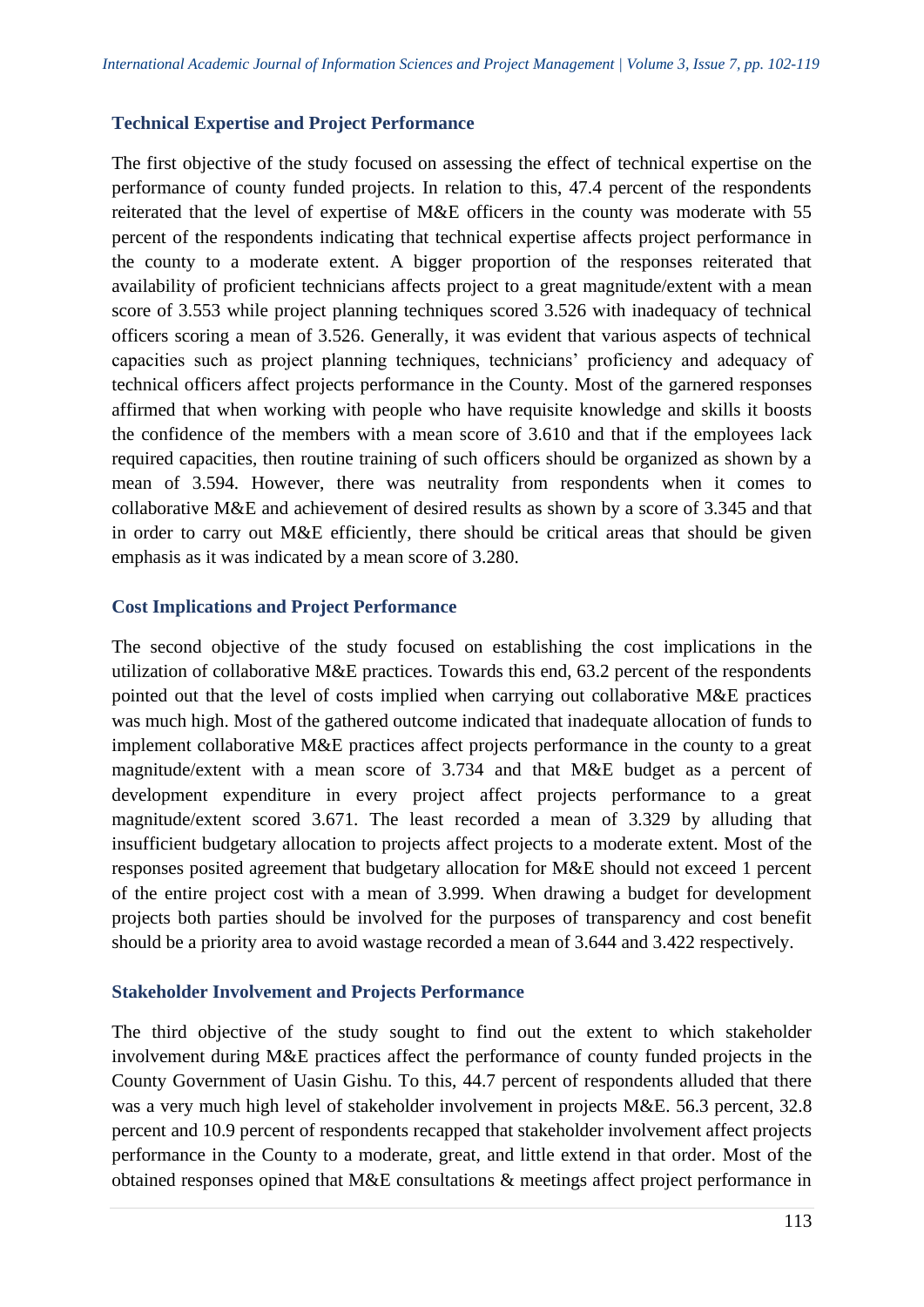### Technical Expertise and Project Performance

The first objective of the study focused on assessing the effect of technical expertise on the performance of county funded projects. In relation to this, 47.4 percent of the respondents reiterated that the level of expertise of M&E officers in the county was moderate with 55 percent of the respondents indicating that technical expertise affects project performance in the county to a moderate extent. A bigger proportion of the responses reiterated that availability of proficient technicians affects project to a great magnitude/extent with a mean score of 3.553 while project planning techniques scored 3.526 with inadequacy of technical officers scoring a mean of 3.526. Generally, it was evident that various aspects of technical capacities such as project planning techniques, technicians' proficiency and adequacy of technical officers affect projects performance in the County. Most of the garnered responses affirmed that when working with people who have requisite knowledge and skills it boosts the confidence of the members with a mean score of 3.610 and that if the employees lack required capacities, then routine training of such officers should be organized as shown by a mean of 3.594. However, there was neutrality from respondents when it comes to collaborative M&E and achievement of desired results as shown by a score of 3.345 and that in order to carry out M&E efficiently, there should be critical areas that should be given emphasis as it was indicated by a mean score of 3.280.

### Cost Implications and Project Performance

The second objective of the study focused on establishing the cost implications in the utilization of collaborative M&E practices. Towards this end, 63.2 percent of the respondents pointed out that the level of costs implied when carrying out collaborative M&E practices was much high. Most of the gathered outcome indicated that inadequate allocation of funds to implement collaborative M&E practices affect projects performance in the county to a great magnitude/extent with a mean score of 3.734 and that M&E budget as a percent of development expenditure in every project affect projects performance to a great magnitude/extent scored 3.671. The least recorded a mean of 3.329 by alluding that insufficient budgetary allocation to projects affect projects to a moderate extent. Most of the responses posited agreement that budgetary allocation for M&E should not exceed 1 percent of the entire project cost with a mean of 3.999. When drawing a budget for development projects both parties should be involved for the purposes of transparency and cost benefit should be a priority area to avoid wastage recorded a mean of 3.644 and 3.422 respectively.

### Stakeholder Involvement and Projects Performance

The third objective of the study sought to find out the extent to which stakeholder involvement during M&E practices affect the performance of county funded projects in the County Government of Uasin Gishu. To this, 44.7 percent of respondents alluded that there was a very much high level of stakeholder involvement in projects M&E. 56.3 percent, 32.8 percent and 10.9 percent of respondents recapped that stakeholder involvement affect projects performance in the County to a moderate, great, and little extend in that order. Most of the obtained responses opined that M&E consultations & meetings affect project performance in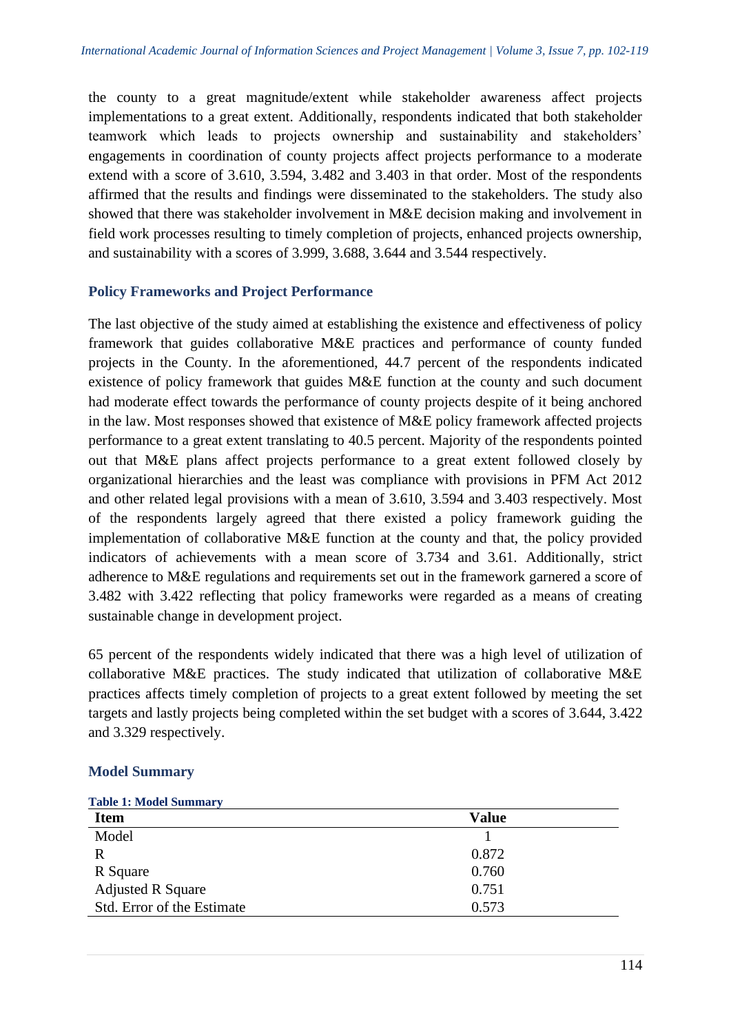the county to a great magnitude/extent while stakeholder awareness affect projects implementations to a great extent. Additionally, respondents indicated that both stakeholder teamwork which leads to projects ownership and sustainability and stakeholders' engagements in coordination of county projects affect projects performance to a moderate extend with a score of 3.610, 3.594, 3.482 and 3.403 in that order. Most of the respondents affirmed that the results and findings were disseminated to the stakeholders. The study also showed that there was stakeholder involvement in M&E decision making and involvement in field work processes resulting to timely completion of projects, enhanced projects ownership, and sustainability with a scores of 3.999, 3.688, 3.644 and 3.544 respectively.

### Policy Frameworks and Project Performance

The last objective of the study aimed at establishing the existence and effectiveness of policy framework that guides collaborative M&E practices and performance of county funded projects in the County. In the aforementioned, 44.7 percent of the respondents indicated existence of policy framework that guides M&E function at the county and such document had moderate effect towards the performance of county projects despite of it being anchored in the law. Most responses showed that existence of M&E policy framework affected projects performance to a great extent translating to 40.5 percent. Majority of the respondents pointed out that M&E plans affect projects performance to a great extent followed closely by organizational hierarchies and the least was compliance with provisions in PFM Act 2012 and other related legal provisions with a mean of 3.610, 3.594 and 3.403 respectively. Most of the respondents largely agreed that there existed a policy framework guiding the implementation of collaborative M&E function at the county and that, the policy provided indicators of achievements with a mean score of 3.734 and 3.61. Additionally, strict adherence to M&E regulations and requirements set out in the framework garnered a score of 3.482 with 3.422 reflecting that policy frameworks were regarded as a means of creating sustainable change in development project.

65 percent of the respondents widely indicated that there was a high level of utilization of collaborative M&E practices. The study indicated that utilization of collaborative M&E practices affects timely completion of projects to a great extent followed by meeting the set targets and lastly projects being completed within the set budget with a scores of 3.644, 3.422 and 3.329 respectively.

### Model Summary

**Table 1: Model Summary**

| Item | Value |
|---|---|
| Model | 1 |
| R | 0.872 |
| R Square | 0.760 |
| Adjusted R Square | 0.751 |
| Std. Error of the Estimate | 0.573 |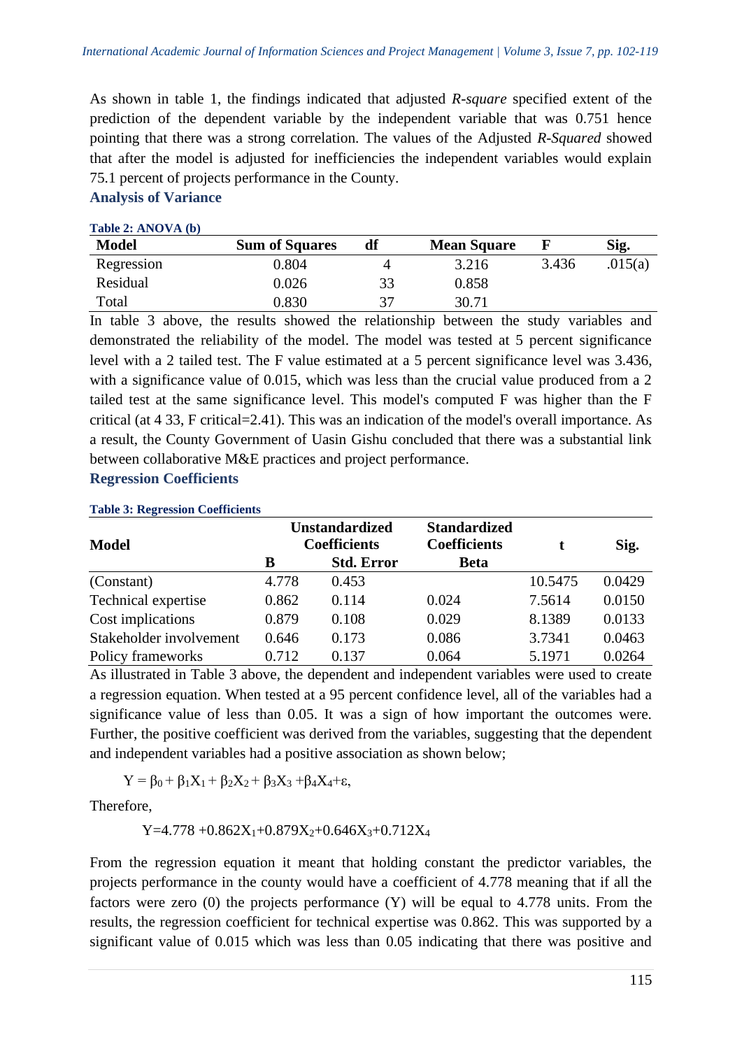As shown in table 1, the findings indicated that adjusted *R-square* specified extent of the prediction of the dependent variable by the independent variable that was 0.751 hence pointing that there was a strong correlation. The values of the Adjusted *R-Squared* showed that after the model is adjusted for inefficiencies the independent variables would explain 75.1 percent of projects performance in the County.

### Analysis of Variance

**Table 2: ANOVA (b)**

| Model | Sum of Squares | df | Mean Square | F | Sig. |
|---|---|---|---|---|---|
| Regression | 0.804 | 4 | 3.216 | 3.436 | .015(a) |
| Residual | 0.026 | 33 | 0.858 | | |
| Total | 0.830 | 37 | 30.71 | | |

In table 3 above, the results showed the relationship between the study variables and demonstrated the reliability of the model. The model was tested at 5 percent significance level with a 2 tailed test. The F value estimated at a 5 percent significance level was 3.436, with a significance value of 0.015, which was less than the crucial value produced from a 2 tailed test at the same significance level. This model's computed F was higher than the F critical (at 4 33, F critical=2.41). This was an indication of the model's overall importance. As a result, the County Government of Uasin Gishu concluded that there was a substantial link between collaborative M&E practices and project performance.

### Regression Coefficients

**Table 3: Regression Coefficients**

| Model | Unstandardized Coefficients | | Standardized Coefficients | t | Sig. |
|---|---|---|---|---|---|
| | B | Std. Error | Beta | | |
| (Constant) | 4.778 | 0.453 | | 10.5475 | 0.0429 |
| Technical expertise | 0.862 | 0.114 | 0.024 | 7.5614 | 0.0150 |
| Cost implications | 0.879 | 0.108 | 0.029 | 8.1389 | 0.0133 |
| Stakeholder involvement | 0.646 | 0.173 | 0.086 | 3.7341 | 0.0463 |
| Policy frameworks | 0.712 | 0.137 | 0.064 | 5.1971 | 0.0264 |

As illustrated in Table 3 above, the dependent and independent variables were used to create a regression equation. When tested at a 95 percent confidence level, all of the variables had a significance value of less than 0.05. It was a sign of how important the outcomes were. Further, the positive coefficient was derived from the variables, suggesting that the dependent and independent variables had a positive association as shown below;

$$Y = \beta_0 + \beta_1X_1 + \beta_2X_2 + \beta_3X_3 + \beta_4X_4 + \varepsilon,$$

Therefore,

$$Y = 4.778 + 0.862X_1 + 0.879X_2 + 0.646X_3 + 0.712X_4$$

From the regression equation it meant that holding constant the predictor variables, the projects performance in the county would have a coefficient of 4.778 meaning that if all the factors were zero (0) the projects performance (Y) will be equal to 4.778 units. From the results, the regression coefficient for technical expertise was 0.862. This was supported by a significant value of 0.015 which was less than 0.05 indicating that there was positive and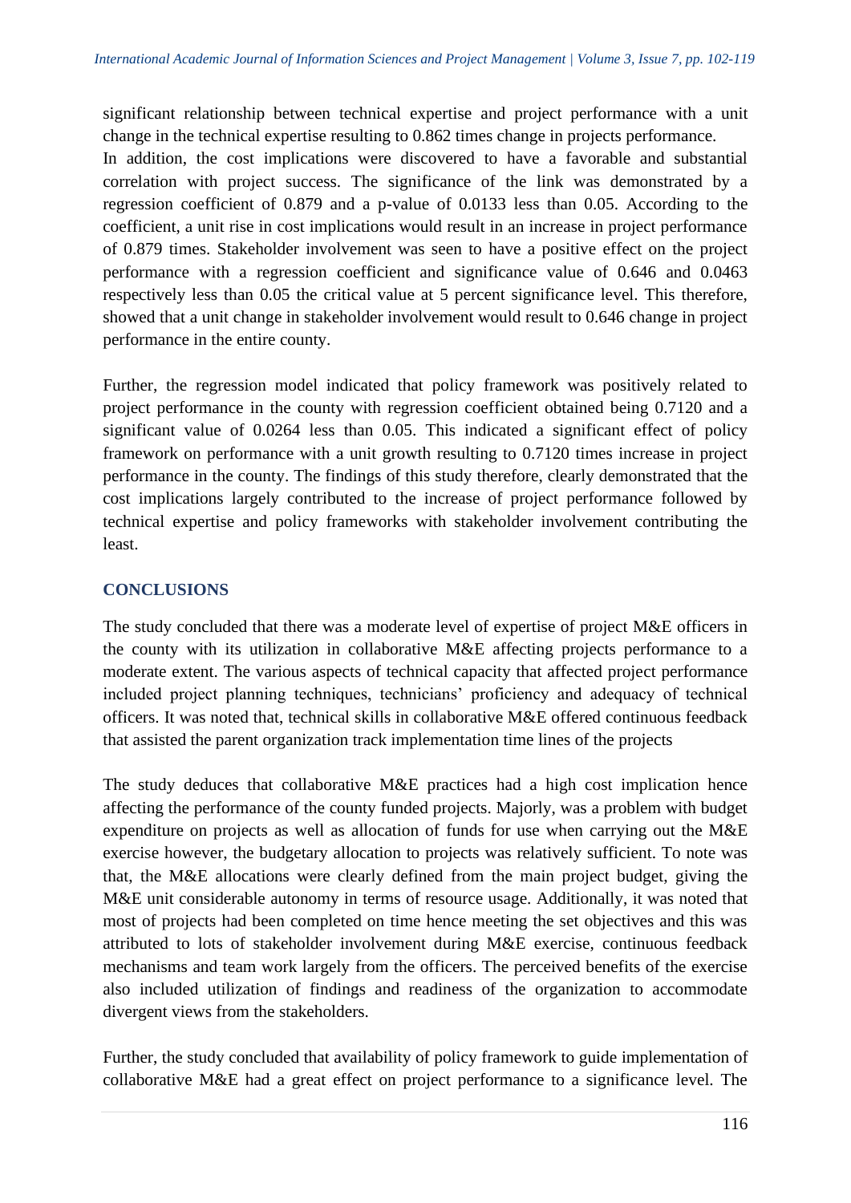significant relationship between technical expertise and project performance with a unit change in the technical expertise resulting to 0.862 times change in projects performance.
In addition, the cost implications were discovered to have a favorable and substantial correlation with project success. The significance of the link was demonstrated by a regression coefficient of 0.879 and a p-value of 0.0133 less than 0.05. According to the coefficient, a unit rise in cost implications would result in an increase in project performance of 0.879 times. Stakeholder involvement was seen to have a positive effect on the project performance with a regression coefficient and significance value of 0.646 and 0.0463 respectively less than 0.05 the critical value at 5 percent significance level. This therefore, showed that a unit change in stakeholder involvement would result to 0.646 change in project performance in the entire county.

Further, the regression model indicated that policy framework was positively related to project performance in the county with regression coefficient obtained being 0.7120 and a significant value of 0.0264 less than 0.05. This indicated a significant effect of policy framework on performance with a unit growth resulting to 0.7120 times increase in project performance in the county. The findings of this study therefore, clearly demonstrated that the cost implications largely contributed to the increase of project performance followed by technical expertise and policy frameworks with stakeholder involvement contributing the least.

## CONCLUSIONS

The study concluded that there was a moderate level of expertise of project M&E officers in the county with its utilization in collaborative M&E affecting projects performance to a moderate extent. The various aspects of technical capacity that affected project performance included project planning techniques, technicians' proficiency and adequacy of technical officers. It was noted that, technical skills in collaborative M&E offered continuous feedback that assisted the parent organization track implementation time lines of the projects

The study deduces that collaborative M&E practices had a high cost implication hence affecting the performance of the county funded projects. Majorly, was a problem with budget expenditure on projects as well as allocation of funds for use when carrying out the M&E exercise however, the budgetary allocation to projects was relatively sufficient. To note was that, the M&E allocations were clearly defined from the main project budget, giving the M&E unit considerable autonomy in terms of resource usage. Additionally, it was noted that most of projects had been completed on time hence meeting the set objectives and this was attributed to lots of stakeholder involvement during M&E exercise, continuous feedback mechanisms and team work largely from the officers. The perceived benefits of the exercise also included utilization of findings and readiness of the organization to accommodate divergent views from the stakeholders.

Further, the study concluded that availability of policy framework to guide implementation of collaborative M&E had a great effect on project performance to a significance level. The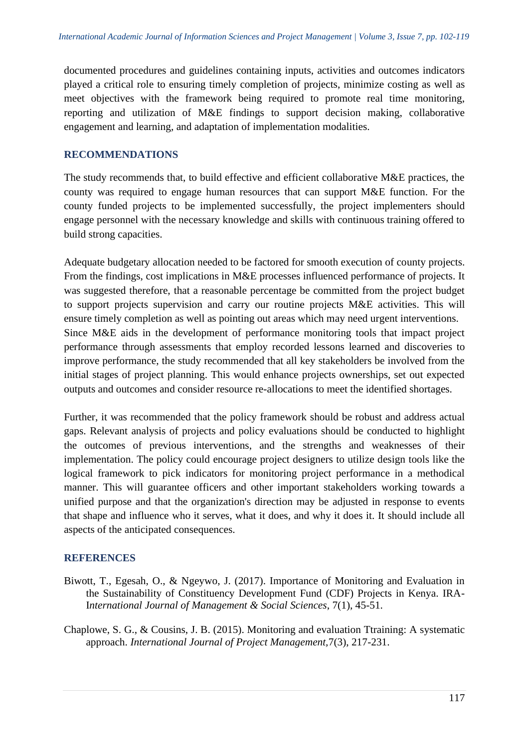documented procedures and guidelines containing inputs, activities and outcomes indicators played a critical role to ensuring timely completion of projects, minimize costing as well as meet objectives with the framework being required to promote real time monitoring, reporting and utilization of M&E findings to support decision making, collaborative engagement and learning, and adaptation of implementation modalities.

## RECOMMENDATIONS

The study recommends that, to build effective and efficient collaborative M&E practices, the county was required to engage human resources that can support M&E function. For the county funded projects to be implemented successfully, the project implementers should engage personnel with the necessary knowledge and skills with continuous training offered to build strong capacities.

Adequate budgetary allocation needed to be factored for smooth execution of county projects. From the findings, cost implications in M&E processes influenced performance of projects. It was suggested therefore, that a reasonable percentage be committed from the project budget to support projects supervision and carry our routine projects M&E activities. This will ensure timely completion as well as pointing out areas which may need urgent interventions. Since M&E aids in the development of performance monitoring tools that impact project performance through assessments that employ recorded lessons learned and discoveries to improve performance, the study recommended that all key stakeholders be involved from the initial stages of project planning. This would enhance projects ownerships, set out expected outputs and outcomes and consider resource re-allocations to meet the identified shortages.

Further, it was recommended that the policy framework should be robust and address actual gaps. Relevant analysis of projects and policy evaluations should be conducted to highlight the outcomes of previous interventions, and the strengths and weaknesses of their implementation. The policy could encourage project designers to utilize design tools like the logical framework to pick indicators for monitoring project performance in a methodical manner. This will guarantee officers and other important stakeholders working towards a unified purpose and that the organization's direction may be adjusted in response to events that shape and influence who it serves, what it does, and why it does it. It should include all aspects of the anticipated consequences.

## REFERENCES

Biwott, T., Egesah, O., & Ngeywo, J. (2017). Importance of Monitoring and Evaluation in the Sustainability of Constituency Development Fund (CDF) Projects in Kenya. IRA-I*nternational Journal of Management & Social Sciences*, 7(1), 45-51.

Chaplowe, S. G., & Cousins, J. B. (2015). Monitoring and evaluation Ttraining: A systematic approach. *International Journal of Project Management,*7(3), 217-231.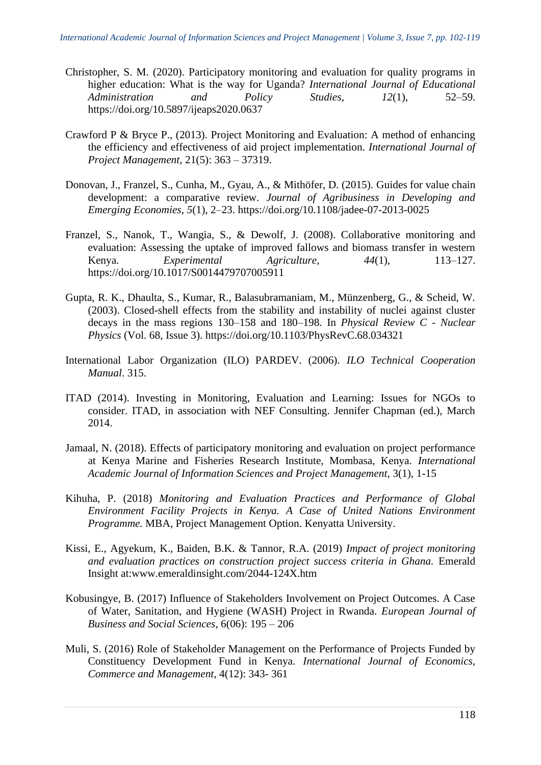Christopher, S. M. (2020). Participatory monitoring and evaluation for quality programs in higher education: What is the way for Uganda? *International Journal of Educational Administration and Policy Studies*, *12*(1), 52–59. https://doi.org/10.5897/ijeaps2020.0637

Crawford P & Bryce P., (2013). Project Monitoring and Evaluation: A method of enhancing the efficiency and effectiveness of aid project implementation. *International Journal of Project Management*, 21(5): 363 – 37319.

Donovan, J., Franzel, S., Cunha, M., Gyau, A., & Mithöfer, D. (2015). Guides for value chain development: a comparative review. *Journal of Agribusiness in Developing and Emerging Economies*, *5*(1), 2–23. https://doi.org/10.1108/jadee-07-2013-0025

Franzel, S., Nanok, T., Wangia, S., & Dewolf, J. (2008). Collaborative monitoring and evaluation: Assessing the uptake of improved fallows and biomass transfer in western Kenya. *Experimental Agriculture*, *44*(1), 113–127. https://doi.org/10.1017/S0014479707005911

Gupta, R. K., Dhaulta, S., Kumar, R., Balasubramaniam, M., Münzenberg, G., & Scheid, W. (2003). Closed-shell effects from the stability and instability of nuclei against cluster decays in the mass regions 130–158 and 180–198. In *Physical Review C - Nuclear Physics* (Vol. 68, Issue 3). https://doi.org/10.1103/PhysRevC.68.034321

International Labor Organization (ILO) PARDEV. (2006). *ILO Technical Cooperation Manual*. 315.

ITAD (2014). Investing in Monitoring, Evaluation and Learning: Issues for NGOs to consider. ITAD, in association with NEF Consulting. Jennifer Chapman (ed.), March 2014.

Jamaal, N. (2018). Effects of participatory monitoring and evaluation on project performance at Kenya Marine and Fisheries Research Institute, Mombasa, Kenya. *International Academic Journal of Information Sciences and Project Management*, 3(1), 1-15

Kihuha, P. (2018) *Monitoring and Evaluation Practices and Performance of Global Environment Facility Projects in Kenya. A Case of United Nations Environment Programme.* MBA, Project Management Option. Kenyatta University.

Kissi, E., Agyekum, K., Baiden, B.K. & Tannor, R.A. (2019) *Impact of project monitoring and evaluation practices on construction project success criteria in Ghana.* Emerald Insight at:www.emeraldinsight.com/2044-124X.htm

Kobusingye, B. (2017) Influence of Stakeholders Involvement on Project Outcomes. A Case of Water, Sanitation, and Hygiene (WASH) Project in Rwanda. *European Journal of Business and Social Sciences*, 6(06): 195 – 206

Muli, S. (2016) Role of Stakeholder Management on the Performance of Projects Funded by Constituency Development Fund in Kenya. *International Journal of Economics, Commerce and Management*, 4(12): 343- 361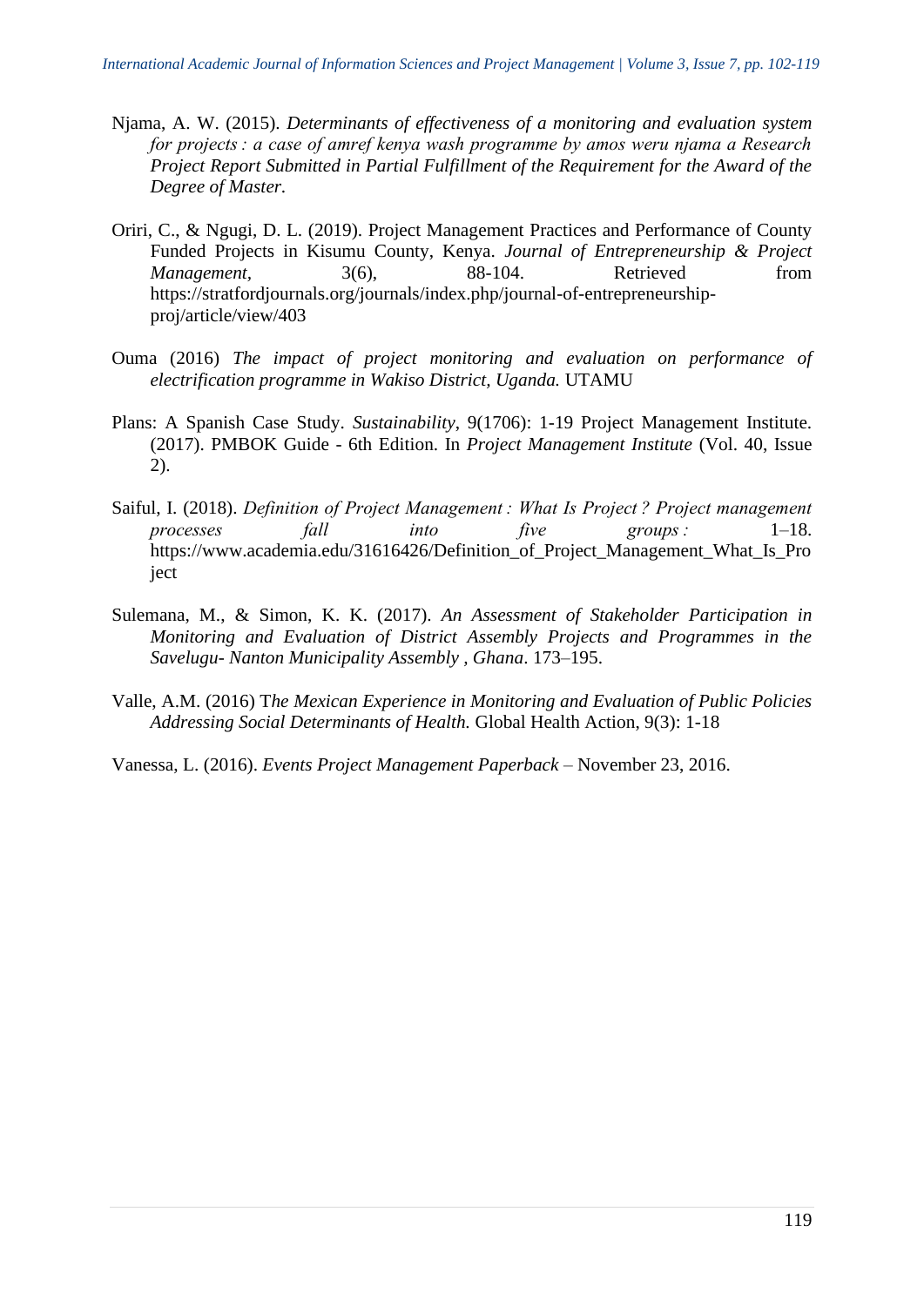Njama, A. W. (2015). *Determinants of effectiveness of a monitoring and evaluation system for projects : a case of amref kenya wash programme by amos weru njama a Research Project Report Submitted in Partial Fulfillment of the Requirement for the Award of the Degree of Master.*

Oriri, C., & Ngugi, D. L. (2019). Project Management Practices and Performance of County Funded Projects in Kisumu County, Kenya. *Journal of Entrepreneurship & Project Management*, 3(6), 88-104. Retrieved from https://stratfordjournals.org/journals/index.php/journal-of-entrepreneurship-proj/article/view/403

Ouma (2016) *The impact of project monitoring and evaluation on performance of electrification programme in Wakiso District, Uganda.* UTAMU

Plans: A Spanish Case Study. *Sustainability*, 9(1706): 1-19 Project Management Institute. (2017). PMBOK Guide - 6th Edition. In *Project Management Institute* (Vol. 40, Issue 2).

Saiful, I. (2018). *Definition of Project Management : What Is Project ? Project management processes fall into five groups :* 1–18. https://www.academia.edu/31616426/Definition_of_Project_Management_What_Is_Project

Sulemana, M., & Simon, K. K. (2017). *An Assessment of Stakeholder Participation in Monitoring and Evaluation of District Assembly Projects and Programmes in the Savelugu- Nanton Municipality Assembly , Ghana*. 173–195.

Valle, A.M. (2016) T*he Mexican Experience in Monitoring and Evaluation of Public Policies Addressing Social Determinants of Health.* Global Health Action, 9(3): 1-18

Vanessa, L. (2016). *Events Project Management Paperback* – November 23, 2016.